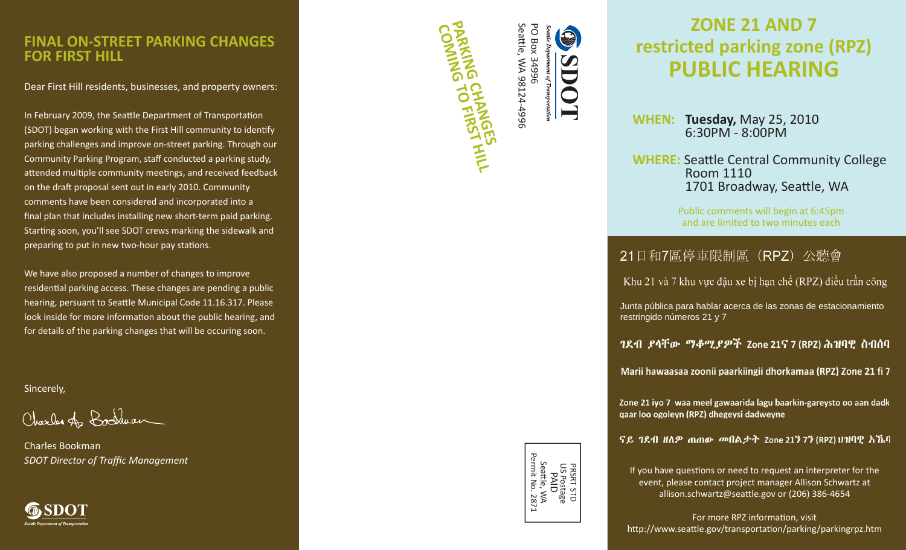## FINAL ON-STREET PARKING CHANGES FOR FIRST HILL

Dear First Hill residents, businesses, and property owners:

In February 2009, the Seattle Department of Transportation (SDOT) began working with the First Hill community to identify parking challenges and improve on-street parking. Through our Community Parking Program, staff conducted a parking study, attended multiple community meetings, and received feedback on the draft proposal sent out in early 2010. Community comments have been considered and incorporated into a final plan that includes installing new short-term paid parking. Starting soon, you'll see SDOT crews marking the sidewalk and preparing to put in new two-hour pay stations.

We have also proposed a number of changes to improve residential parking access. These changes are pending a public hearing, persuant to Seattle Municipal Code 11.16.317. Please look inside for more information about the public hearing, and for details of the parking changes that will be occuring soon.

Sincerely,

Charles Bookman
*SDOT Director of Traffic Management*

SDOT
Seattle Department of Transportation

SDOT
*Seattle Department of Transportation*
PO Box 34996
Seattle, WA 98124-4996

**PARKING CHANGES COMING TO FIRST HILL**

PRSRT STD
US Postage
PAID
Seattle, WA
Permit No. 2871

# ZONE 21 AND 7 restricted parking zone (RPZ) PUBLIC HEARING

**WHEN:** **Tuesday,** May 25, 2010
6:30PM - 8:00PM

**WHERE:** Seattle Central Community College
Room 1110
1701 Broadway, Seattle, WA

Public comments will begin at 6:45pm and are limited to two minutes each

21日和7區停車限制區（RPZ）公聽會

Khu 21 và 7 khu vực đậu xe bị hạn chế (RPZ) điều trần công

Junta pública para hablar acerca de las zonas de estacionamiento restringido números 21 y 7

ገደብ ያላቸው ማቆሚያዎች Zone 21ና 7 (RPZ) ሕዝባዊ ስብሰባ

Marii hawaasaa zoonii paarkiingii dhorkamaa (RPZ) Zone 21 fi 7

Zone 21 iyo 7 waa meel gawaarida lagu baarkin-gareysto oo aan dadk qaar loo ogoleyn (RPZ) dhegeysi dadweyne

ናይ ገደብ ዘለዎ ጠጠው መበልታት Zone 21ን 7ን (RPZ) ህዝባዊ ኣኼባ

If you have questions or need to request an interpreter for the event, please contact project manager Allison Schwartz at allison.schwartz@seattle.gov or (206) 386-4654

For more RPZ information, visit http://www.seattle.gov/transportation/parking/parkingrpz.htm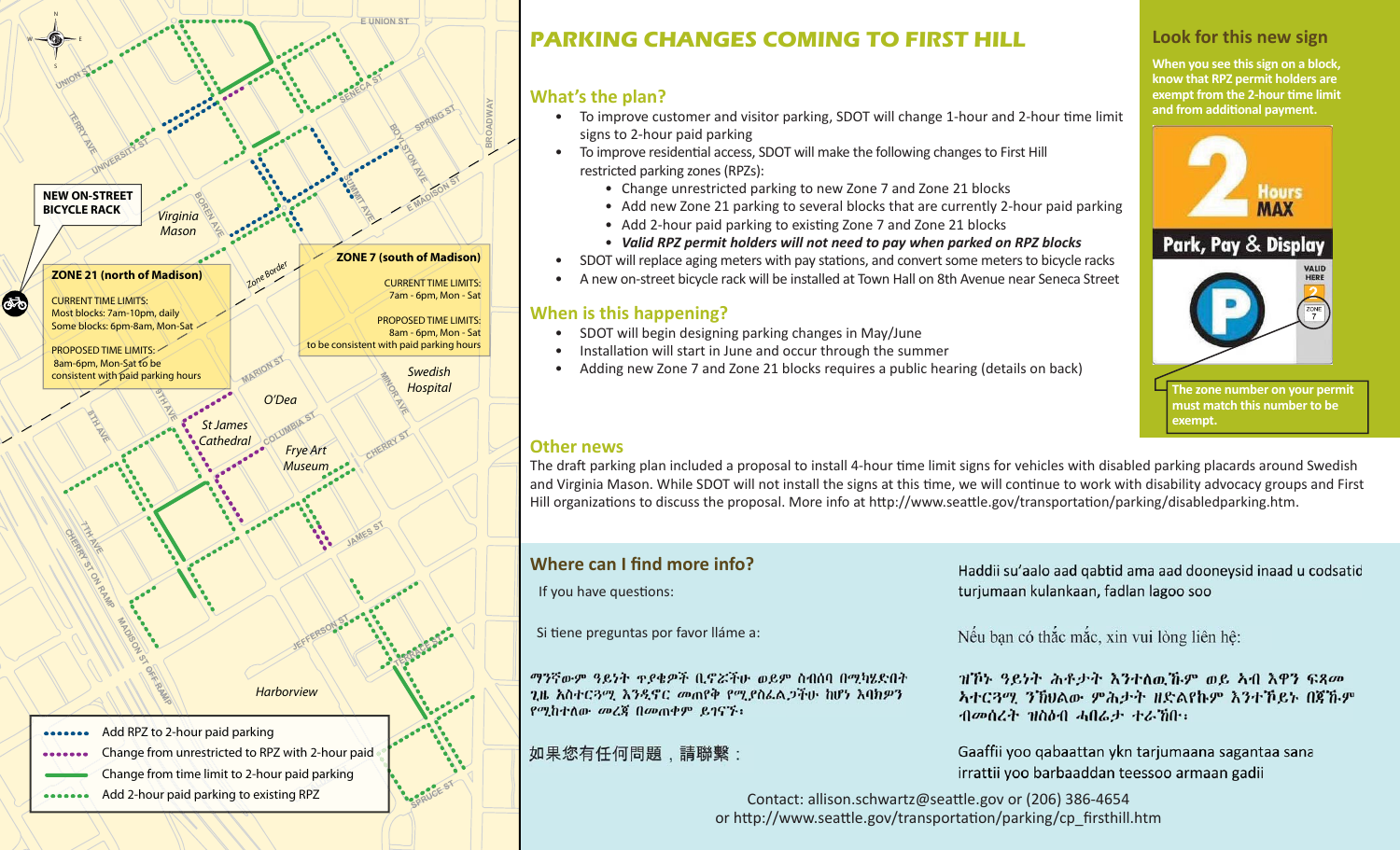NEW ON-STREET BICYCLE RACK

ZONE 21 (north of Madison)

CURRENT TIME LIMITS:
Most blocks: 7am-10pm, daily
Some blocks: 6pm-8am, Mon-Sat

PROPOSED TIME LIMITS:
8am-6pm, Mon-Sat to be consistent with paid parking hours

ZONE 7 (south of Madison)

CURRENT TIME LIMITS:
7am - 6pm, Mon - Sat

PROPOSED TIME LIMITS:
8am - 6pm, Mon - Sat
to be consistent with paid parking hours

- Add RPZ to 2-hour paid parking
- Change from unrestricted to RPZ with 2-hour paid
- Change from time limit to 2-hour paid parking
- Add 2-hour paid parking to existing RPZ

# PARKING CHANGES COMING TO FIRST HILL

## What's the plan?

- To improve customer and visitor parking, SDOT will change 1-hour and 2-hour time limit signs to 2-hour paid parking
- To improve residential access, SDOT will make the following changes to First Hill restricted parking zones (RPZs):
  - Change unrestricted parking to new Zone 7 and Zone 21 blocks
  - Add new Zone 21 parking to several blocks that are currently 2-hour paid parking
  - Add 2-hour paid parking to existing Zone 7 and Zone 21 blocks
  - ***Valid RPZ permit holders will not need to pay when parked on RPZ blocks***
- SDOT will replace aging meters with pay stations, and convert some meters to bicycle racks
- A new on-street bicycle rack will be installed at Town Hall on 8th Avenue near Seneca Street

## When is this happening?

- SDOT will begin designing parking changes in May/June
- Installation will start in June and occur through the summer
- Adding new Zone 7 and Zone 21 blocks requires a public hearing (details on back)

## Look for this new sign

**When you see this sign on a block, know that RPZ permit holders are exempt from the 2-hour time limit and from additional payment.**

**The zone number on your permit must match this number to be exempt.**

## Other news

The draft parking plan included a proposal to install 4-hour time limit signs for vehicles with disabled parking placards around Swedish and Virginia Mason. While SDOT will not install the signs at this time, we will continue to work with disability advocacy groups and First Hill organizations to discuss the proposal. More info at http://www.seattle.gov/transportation/parking/disabledparking.htm.

## Where can I find more info?

If you have questions:

Si tiene preguntas por favor lláme a:

ማንኛውም ዓይነት ጥያቄዎች ቢኖሯችሁ ወይም ስብሰባ በሚካሄድበት ጊዜ አስተርጓሚ እንዲኖር መጠየቅ የሚያስፈልጋችሁ ከሆነ እባክዎን የሚከተለው መረጃ በመጠቀም ይገናኙ፡

如果您有任何問題，請聯繫：

Haddii su'aalo aad qabtid ama aad dooneysid inaad u codsatid turjumaan kulankaan, fadlan lagoo soo

Nếu bạn có thắc mắc, xin vui lòng liên hệ:

ዝኾነ ዓይነት ሕቶታት እንተለዉኹም ወይ ኣብ እዋን ፍጻመ ኣተርጓሚ ንኽህልው ምሕታት ዘድልየኩም እንተኾይኑ በጀኹም ብመሰረት ዝስዕብ ሓበሬታ ተራኸቡ፡

Gaaffii yoo qabaattan ykn tarjumaana sagantaa sana irrattii yoo barbaaddan teessoo armaan gadii

Contact: allison.schwartz@seattle.gov or (206) 386-4654
or http://www.seattle.gov/transportation/parking/cp_firsthill.htm